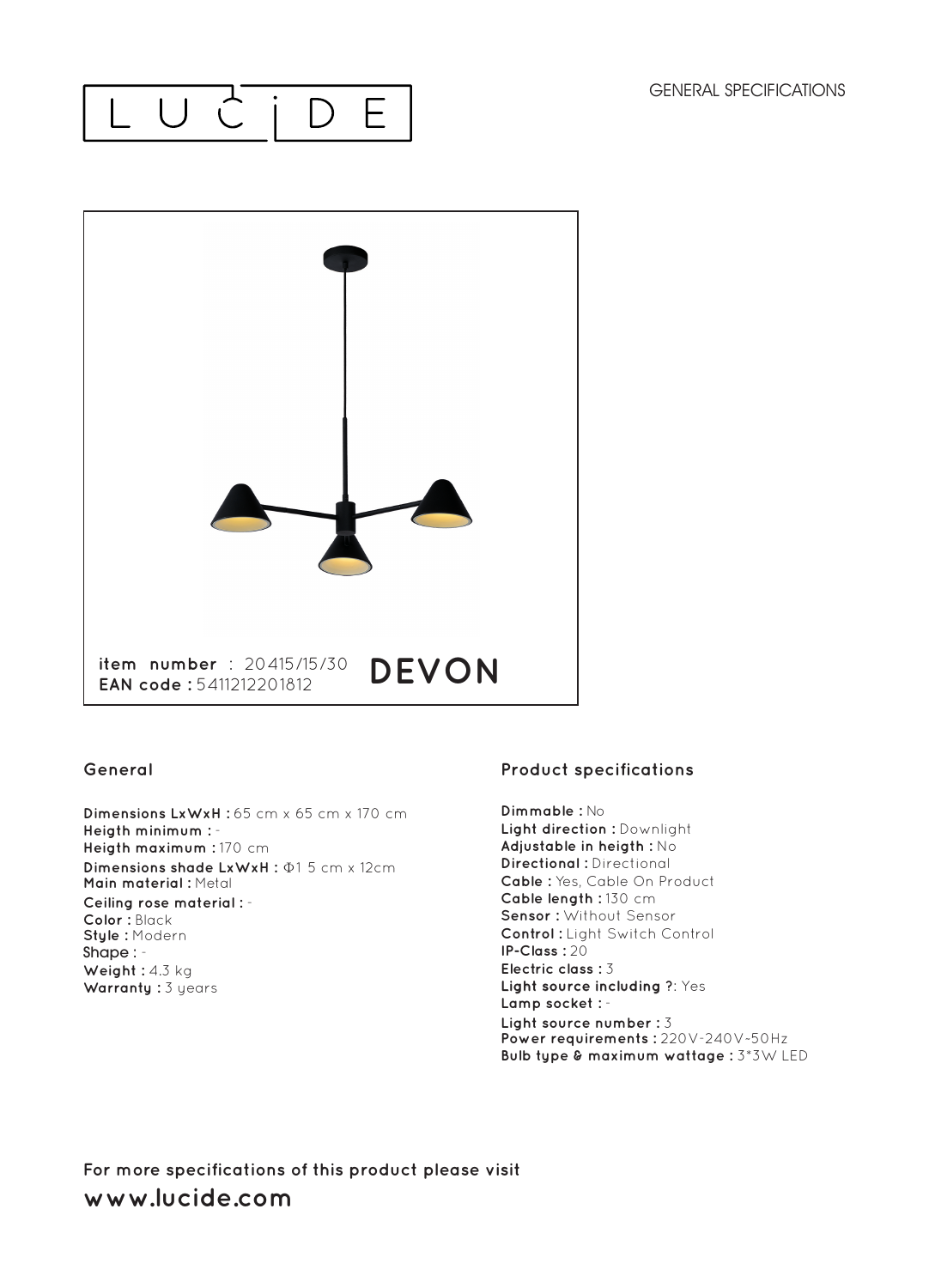LUCIDE

GENERAL SPECIFICATIONS

**item number** : 20415/15/30
**EAN code :** 5411212201812

# DEVON

## General

**Dimensions LxWxH :** 65 cm x 65 cm x 170 cm
**Heigth minimum :** -
**Heigth maximum :** 170 cm
**Dimensions shade LxWxH :** Φ1 5 cm x 12cm
**Main material :** Metal
**Ceiling rose material :** -
**Color :** Black
**Style :** Modern
**Shape :** -
**Weight :** 4.3 kg
**Warranty :** 3 years

## Product specifications

**Dimmable :** No
**Light direction :** Downlight
**Adjustable in heigth :** No
**Directional :** Directional
**Cable :** Yes, Cable On Product
**Cable length :** 130 cm
**Sensor :** Without Sensor
**Control :** Light Switch Control
**IP-Class :** 20
**Electric class :** 3
**Light source including ?**: Yes
**Lamp socket :** -
**Light source number :** 3
**Power requirements :** 220V-240V~50Hz
**Bulb type & maximum wattage :** 3*3W LED

**For more specifications of this product please visit**
**www.lucide.com**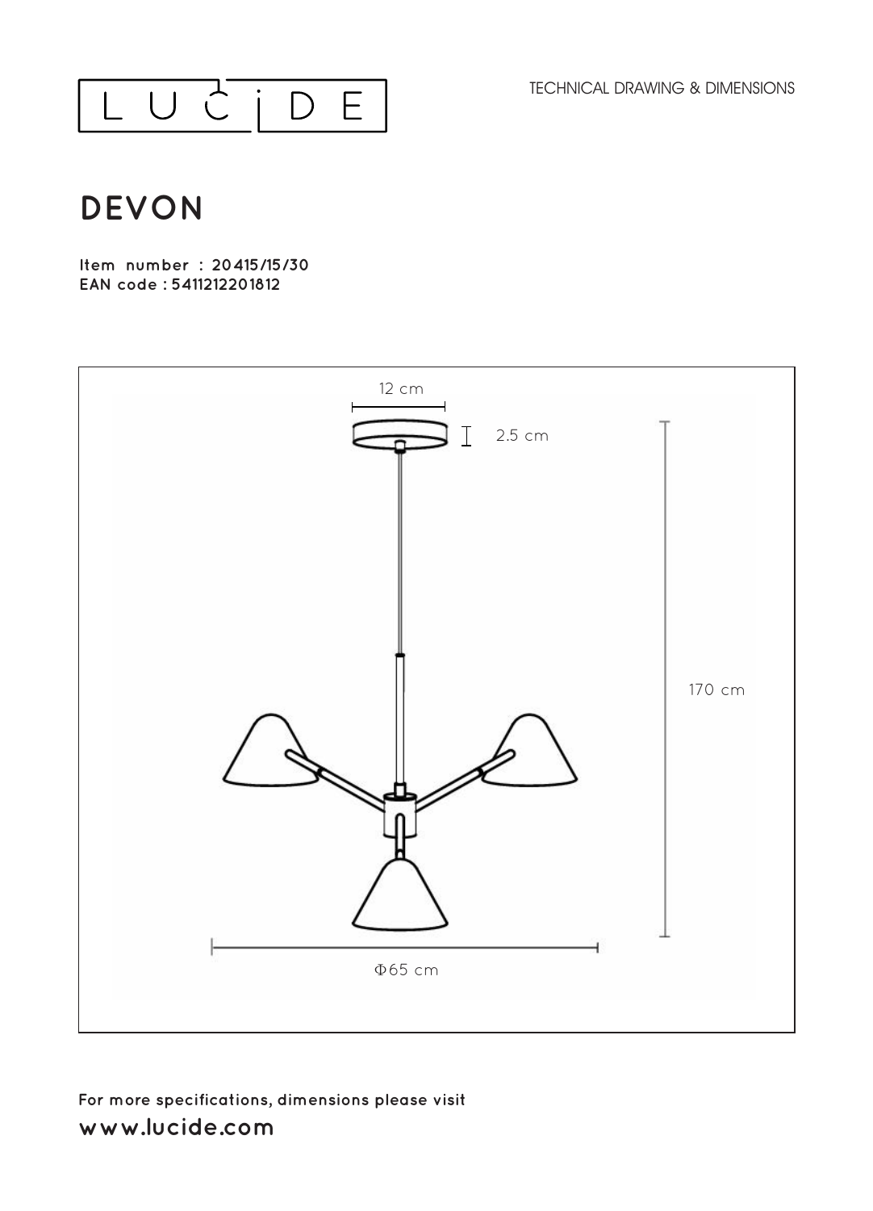LUCIDE

TECHNICAL DRAWING & DIMENSIONS

# DEVON

**Item number : 20415/15/30**
**EAN code : 5411212201812**

12 cm

2.5 cm

170 cm

Φ65 cm

For more specifications, dimensions please visit

**www.lucide.com**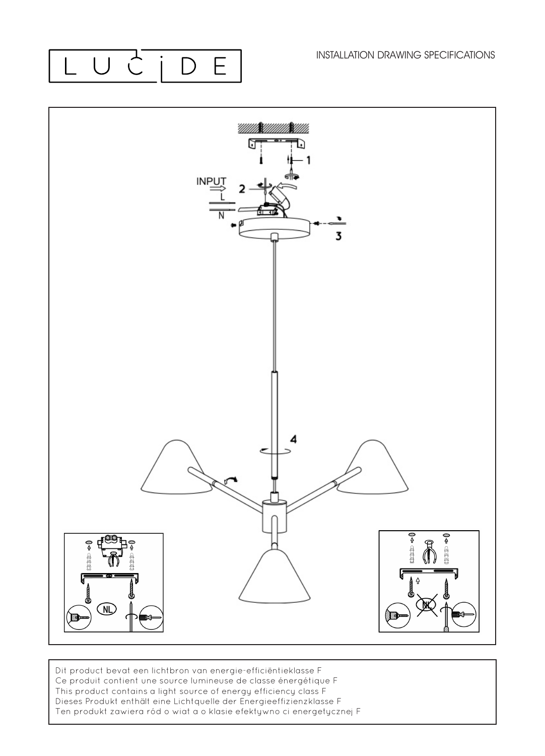INSTALLATION DRAWING SPECIFICATIONS

INPUT

L

N

1

2

3

4

NL

NL

Dit product bevat een lichtbron van energie-efficiëntieklasse F
Ce produit contient une source lumineuse de classe énergétique F
This product contains a light source of energy efficiency class F
Dieses Produkt enthält eine Lichtquelle der Energieeffizienzklasse F
Ten produkt zawiera ród o wiat a o klasie efektywno ci energetycznej F